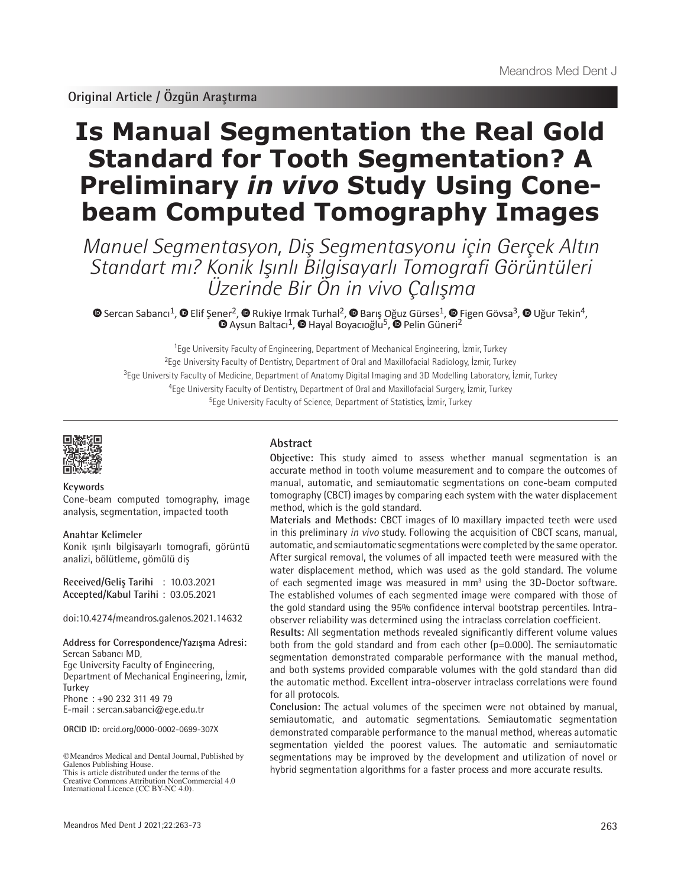Original Article / Özgün Araştırma

# Is Manual Segmentation the Real Gold Standard for Tooth Segmentation? A Preliminary *in vivo* Study Using Cone-beam Computed Tomography Images

## *Manuel Segmentasyon, Diş Segmentasyonu için Gerçek Altın Standart mı? Konik Işınlı Bilgisayarlı Tomografi Görüntüleri Üzerinde Bir Ön in vivo Çalışma*

Sercan Sabancı[1], Elif Şener[2], Rukiye Irmak Turhal[2], Barış Oğuz Gürses[1], Figen Gövsa[3], Uğur Tekin[4], Aysun Baltacı[1], Hayal Boyacıoğlu[5], Pelin Güneri[2]

[1]Ege University Faculty of Engineering, Department of Mechanical Engineering, İzmir, Turkey
[2]Ege University Faculty of Dentistry, Department of Oral and Maxillofacial Radiology, İzmir, Turkey
[3]Ege University Faculty of Medicine, Department of Anatomy Digital Imaging and 3D Modelling Laboratory, İzmir, Turkey
[4]Ege University Faculty of Dentistry, Department of Oral and Maxillofacial Surgery, İzmir, Turkey
[5]Ege University Faculty of Science, Department of Statistics, İzmir, Turkey

**Keywords**
Cone-beam computed tomography, image analysis, segmentation, impacted tooth

**Anahtar Kelimeler**
Konik ışınlı bilgisayarlı tomografi, görüntü analizi, bölütleme, gömülü diş

**Received/Geliş Tarihi** : 10.03.2021
**Accepted/Kabul Tarihi** : 03.05.2021

doi:10.4274/meandros.galenos.2021.14632

**Address for Correspondence/Yazışma Adresi:**
Sercan Sabancı MD,
Ege University Faculty of Engineering, Department of Mechanical Engineering, İzmir, Turkey
Phone : +90 232 311 49 79
E-mail : sercan.sabanci@ege.edu.tr

**ORCID ID:** orcid.org/0000-0002-0699-307X

©Meandros Medical and Dental Journal, Published by Galenos Publishing House.
This is article distributed under the terms of the Creative Commons Attribution NonCommercial 4.0 International Licence (CC BY-NC 4.0).

## Abstract

**Objective:** This study aimed to assess whether manual segmentation is an accurate method in tooth volume measurement and to compare the outcomes of manual, automatic, and semiautomatic segmentations on cone-beam computed tomography (CBCT) images by comparing each system with the water displacement method, which is the gold standard.

**Materials and Methods:** CBCT images of 10 maxillary impacted teeth were used in this preliminary *in vivo* study. Following the acquisition of CBCT scans, manual, automatic, and semiautomatic segmentations were completed by the same operator. After surgical removal, the volumes of all impacted teeth were measured with the water displacement method, which was used as the gold standard. The volume of each segmented image was measured in $mm^3$ using the 3D-Doctor software. The established volumes of each segmented image were compared with those of the gold standard using the 95% confidence interval bootstrap percentiles. Intra-observer reliability was determined using the intraclass correlation coefficient.

**Results:** All segmentation methods revealed significantly different volume values both from the gold standard and from each other (p=0.000). The semiautomatic segmentation demonstrated comparable performance with the manual method, and both systems provided comparable volumes with the gold standard than did the automatic method. Excellent intra-observer intraclass correlations were found for all protocols.

**Conclusion:** The actual volumes of the specimen were not obtained by manual, semiautomatic, and automatic segmentations. Semiautomatic segmentation demonstrated comparable performance to the manual method, whereas automatic segmentation yielded the poorest values. The automatic and semiautomatic segmentations may be improved by the development and utilization of novel or hybrid segmentation algorithms for a faster process and more accurate results.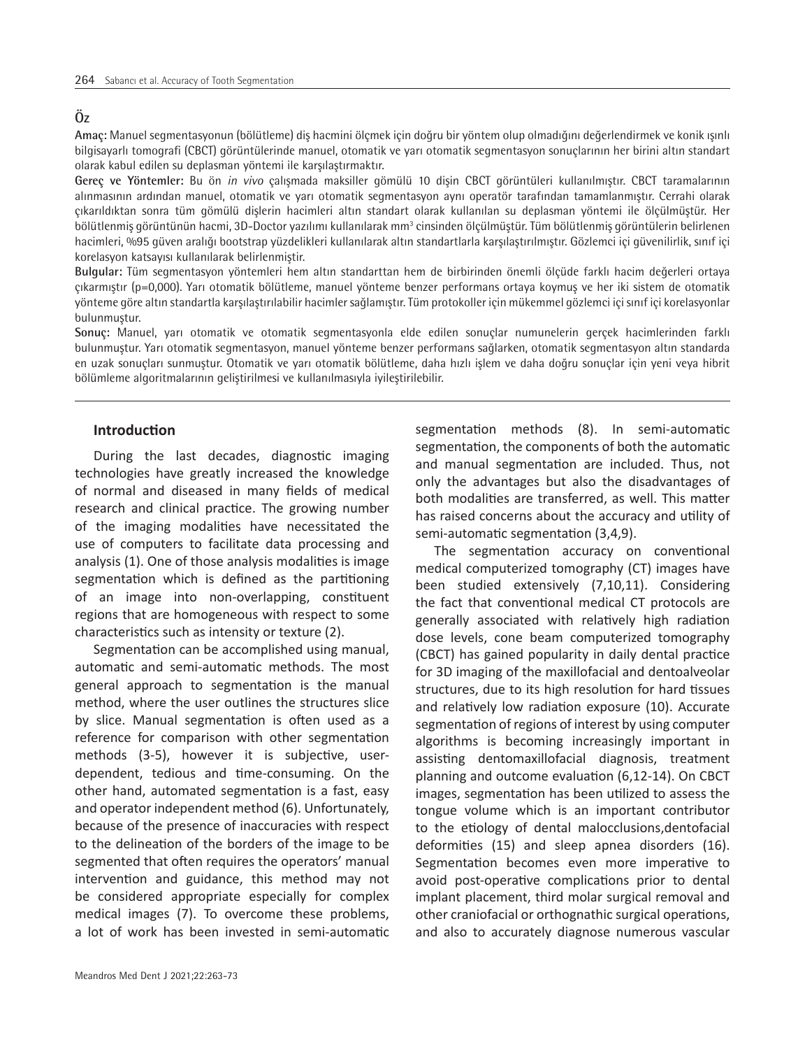## Öz

**Amaç:** Manuel segmentasyonun (bölütleme) diş hacmini ölçmek için doğru bir yöntem olup olmadığını değerlendirmek ve konik ışınlı bilgisayarlı tomografi (CBCT) görüntülerinde manuel, otomatik ve yarı otomatik segmentasyon sonuçlarının her birini altın standart olarak kabul edilen su deplasman yöntemi ile karşılaştırmaktır.

**Gereç ve Yöntemler:** Bu ön *in vivo* çalışmada maksiller gömülü 10 dişin CBCT görüntüleri kullanılmıştır. CBCT taramalarının alınmasının ardından manuel, otomatik ve yarı otomatik segmentasyon aynı operatör tarafından tamamlanmıştır. Cerrahi olarak çıkarıldıktan sonra tüm gömülü dişlerin hacimleri altın standart olarak kullanılan su deplasman yöntemi ile ölçülmüştür. Her bölütlenmiş görüntünün hacmi, 3D-Doctor yazılımı kullanılarak $mm^3$ cinsinden ölçülmüştür. Tüm bölütlenmiş görüntülerin belirlenen hacimleri, %95 güven aralığı bootstrap yüzdelikleri kullanılarak altın standartlarla karşılaştırılmıştır. Gözlemci içi güvenilirlik, sınıf içi korelasyon katsayısı kullanılarak belirlenmiştir.

**Bulgular:** Tüm segmentasyon yöntemleri hem altın standarttan hem de birbirinden önemli ölçüde farklı hacim değerleri ortaya çıkarmıştır (p=0,000). Yarı otomatik bölütleme, manuel yönteme benzer performans ortaya koymuş ve her iki sistem de otomatik yönteme göre altın standartla karşılaştırılabilir hacimler sağlamıştır. Tüm protokoller için mükemmel gözlemci içi sınıf içi korelasyonlar bulunmuştur.

**Sonuç:** Manuel, yarı otomatik ve otomatik segmentasyonla elde edilen sonuçlar numunelerin gerçek hacimlerinden farklı bulunmuştur. Yarı otomatik segmentasyon, manuel yönteme benzer performans sağlarken, otomatik segmentasyon altın standarda en uzak sonuçları sunmuştur. Otomatik ve yarı otomatik bölütleme, daha hızlı işlem ve daha doğru sonuçlar için yeni veya hibrit bölümleme algoritmalarının geliştirilmesi ve kullanılmasıyla iyileştirilebilir.

## Introduction

During the last decades, diagnostic imaging technologies have greatly increased the knowledge of normal and diseased in many fields of medical research and clinical practice. The growing number of the imaging modalities have necessitated the use of computers to facilitate data processing and analysis (1). One of those analysis modalities is image segmentation which is defined as the partitioning of an image into non-overlapping, constituent regions that are homogeneous with respect to some characteristics such as intensity or texture (2).

Segmentation can be accomplished using manual, automatic and semi-automatic methods. The most general approach to segmentation is the manual method, where the user outlines the structures slice by slice. Manual segmentation is often used as a reference for comparison with other segmentation methods (3-5), however it is subjective, user-dependent, tedious and time-consuming. On the other hand, automated segmentation is a fast, easy and operator independent method (6). Unfortunately, because of the presence of inaccuracies with respect to the delineation of the borders of the image to be segmented that often requires the operators' manual intervention and guidance, this method may not be considered appropriate especially for complex medical images (7). To overcome these problems, a lot of work has been invested in semi-automatic segmentation methods (8). In semi-automatic segmentation, the components of both the automatic and manual segmentation are included. Thus, not only the advantages but also the disadvantages of both modalities are transferred, as well. This matter has raised concerns about the accuracy and utility of semi-automatic segmentation (3,4,9).

The segmentation accuracy on conventional medical computerized tomography (CT) images have been studied extensively (7,10,11). Considering the fact that conventional medical CT protocols are generally associated with relatively high radiation dose levels, cone beam computerized tomography (CBCT) has gained popularity in daily dental practice for 3D imaging of the maxillofacial and dentoalveolar structures, due to its high resolution for hard tissues and relatively low radiation exposure (10). Accurate segmentation of regions of interest by using computer algorithms is becoming increasingly important in assisting dentomaxillofacial diagnosis, treatment planning and outcome evaluation (6,12-14). On CBCT images, segmentation has been utilized to assess the tongue volume which is an important contributor to the etiology of dental malocclusions,dentofacial deformities (15) and sleep apnea disorders (16). Segmentation becomes even more imperative to avoid post-operative complications prior to dental implant placement, third molar surgical removal and other craniofacial or orthognathic surgical operations, and also to accurately diagnose numerous vascular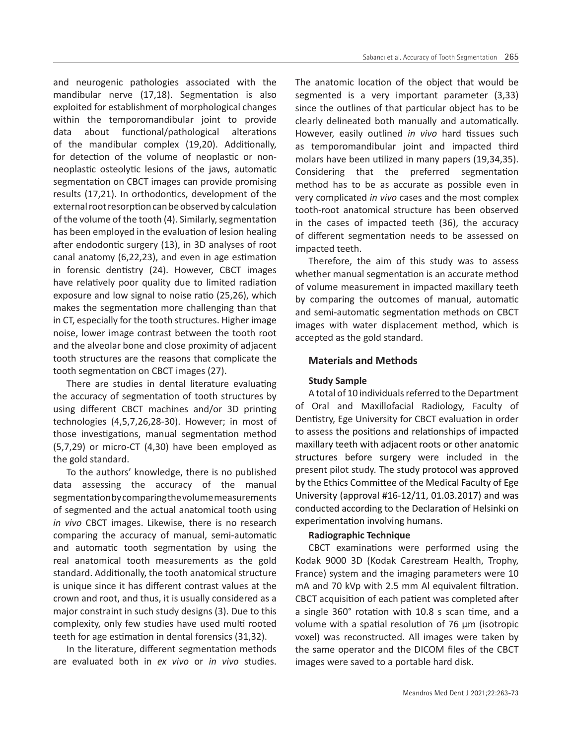and neurogenic pathologies associated with the mandibular nerve (17,18). Segmentation is also exploited for establishment of morphological changes within the temporomandibular joint to provide data about functional/pathological alterations of the mandibular complex (19,20). Additionally, for detection of the volume of neoplastic or non-neoplastic osteolytic lesions of the jaws, automatic segmentation on CBCT images can provide promising results (17,21). In orthodontics, development of the external root resorption can be observed by calculation of the volume of the tooth (4). Similarly, segmentation has been employed in the evaluation of lesion healing after endodontic surgery (13), in 3D analyses of root canal anatomy (6,22,23), and even in age estimation in forensic dentistry (24). However, CBCT images have relatively poor quality due to limited radiation exposure and low signal to noise ratio (25,26), which makes the segmentation more challenging than that in CT, especially for the tooth structures. Higher image noise, lower image contrast between the tooth root and the alveolar bone and close proximity of adjacent tooth structures are the reasons that complicate the tooth segmentation on CBCT images (27).

There are studies in dental literature evaluating the accuracy of segmentation of tooth structures by using different CBCT machines and/or 3D printing technologies (4,5,7,26,28-30). However; in most of those investigations, manual segmentation method (5,7,29) or micro-CT (4,30) have been employed as the gold standard.

To the authors' knowledge, there is no published data assessing the accuracy of the manual segmentation by comparing the volume measurements of segmented and the actual anatomical tooth using *in vivo* CBCT images. Likewise, there is no research comparing the accuracy of manual, semi-automatic and automatic tooth segmentation by using the real anatomical tooth measurements as the gold standard. Additionally, the tooth anatomical structure is unique since it has different contrast values at the crown and root, and thus, it is usually considered as a major constraint in such study designs (3). Due to this complexity, only few studies have used multi rooted teeth for age estimation in dental forensics (31,32).

In the literature, different segmentation methods are evaluated both in *ex vivo* or *in vivo* studies. The anatomic location of the object that would be segmented is a very important parameter (3,33) since the outlines of that particular object has to be clearly delineated both manually and automatically. However, easily outlined *in vivo* hard tissues such as temporomandibular joint and impacted third molars have been utilized in many papers (19,34,35). Considering that the preferred segmentation method has to be as accurate as possible even in very complicated *in vivo* cases and the most complex tooth-root anatomical structure has been observed in the cases of impacted teeth (36), the accuracy of different segmentation needs to be assessed on impacted teeth.

Therefore, the aim of this study was to assess whether manual segmentation is an accurate method of volume measurement in impacted maxillary teeth by comparing the outcomes of manual, automatic and semi-automatic segmentation methods on CBCT images with water displacement method, which is accepted as the gold standard.

## Materials and Methods

### Study Sample

A total of 10 individuals referred to the Department of Oral and Maxillofacial Radiology, Faculty of Dentistry, Ege University for CBCT evaluation in order to assess the positions and relationships of impacted maxillary teeth with adjacent roots or other anatomic structures before surgery were included in the present pilot study. The study protocol was approved by the Ethics Committee of the Medical Faculty of Ege University (approval #16-12/11, 01.03.2017) and was conducted according to the Declaration of Helsinki on experimentation involving humans.

### Radiographic Technique

CBCT examinations were performed using the Kodak 9000 3D (Kodak Carestream Health, Trophy, France) system and the imaging parameters were 10 mA and 70 kVp with 2.5 mm Al equivalent filtration. CBCT acquisition of each patient was completed after a single 360° rotation with 10.8 s scan time, and a volume with a spatial resolution of 76 µm (isotropic voxel) was reconstructed. All images were taken by the same operator and the DICOM files of the CBCT images were saved to a portable hard disk.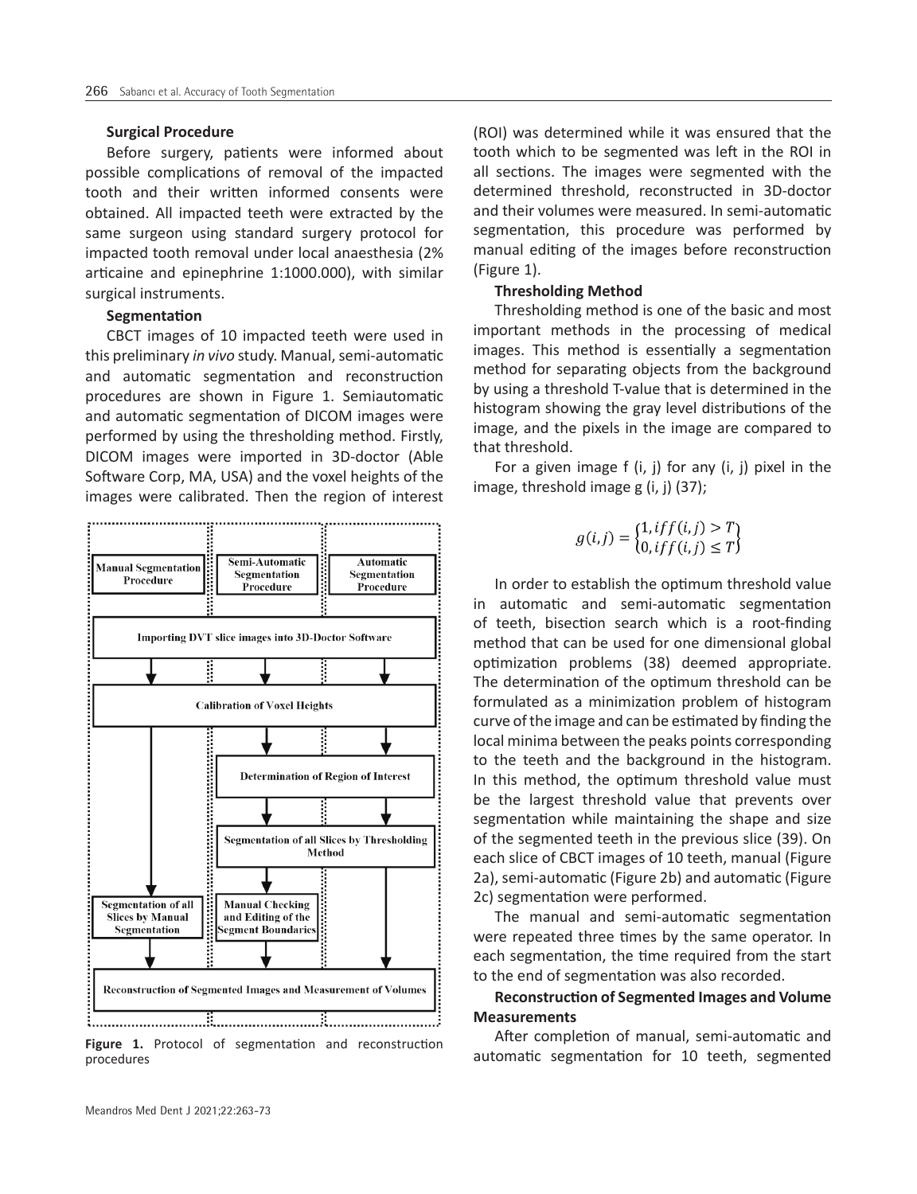### Surgical Procedure

Before surgery, patients were informed about possible complications of removal of the impacted tooth and their written informed consents were obtained. All impacted teeth were extracted by the same surgeon using standard surgery protocol for impacted tooth removal under local anaesthesia (2% articaine and epinephrine 1:1000.000), with similar surgical instruments.

### Segmentation

CBCT images of 10 impacted teeth were used in this preliminary *in vivo* study. Manual, semi-automatic and automatic segmentation and reconstruction procedures are shown in Figure 1. Semiautomatic and automatic segmentation of DICOM images were performed by using the thresholding method. Firstly, DICOM images were imported in 3D-doctor (Able Software Corp, MA, USA) and the voxel heights of the images were calibrated. Then the region of interest (ROI) was determined while it was ensured that the tooth which to be segmented was left in the ROI in all sections. The images were segmented with the determined threshold, reconstructed in 3D-doctor and their volumes were measured. In semi-automatic segmentation, this procedure was performed by manual editing of the images before reconstruction (Figure 1).

Manual Segmentation Procedure | Semi-Automatic Segmentation Procedure | Automatic Segmentation Procedure

Importing DVT slice images into 3D-Doctor Software

Calibration of Voxel Heights

Determination of Region of Interest

Segmentation of all Slices by Thresholding Method

Segmentation of all Slices by Manual Segmentation | Manual Checking and Editing of the Segment Boundaries

Reconstruction of Segmented Images and Measurement of Volumes

**Figure 1.** Protocol of segmentation and reconstruction procedures

### Thresholding Method

Thresholding method is one of the basic and most important methods in the processing of medical images. This method is essentially a segmentation method for separating objects from the background by using a threshold T-value that is determined in the histogram showing the gray level distributions of the image, and the pixels in the image are compared to that threshold.

For a given image f (i, j) for any (i, j) pixel in the image, threshold image g (i, j) (37);

$$g(i,j) = \begin{Bmatrix} 1, iff(i,j) > T \\ 0, iff(i,j) \leq T \end{Bmatrix}$$

In order to establish the optimum threshold value in automatic and semi-automatic segmentation of teeth, bisection search which is a root-finding method that can be used for one dimensional global optimization problems (38) deemed appropriate. The determination of the optimum threshold can be formulated as a minimization problem of histogram curve of the image and can be estimated by finding the local minima between the peaks points corresponding to the teeth and the background in the histogram. In this method, the optimum threshold value must be the largest threshold value that prevents over segmentation while maintaining the shape and size of the segmented teeth in the previous slice (39). On each slice of CBCT images of 10 teeth, manual (Figure 2a), semi-automatic (Figure 2b) and automatic (Figure 2c) segmentation were performed.

The manual and semi-automatic segmentation were repeated three times by the same operator. In each segmentation, the time required from the start to the end of segmentation was also recorded.

### Reconstruction of Segmented Images and Volume Measurements

After completion of manual, semi-automatic and automatic segmentation for 10 teeth, segmented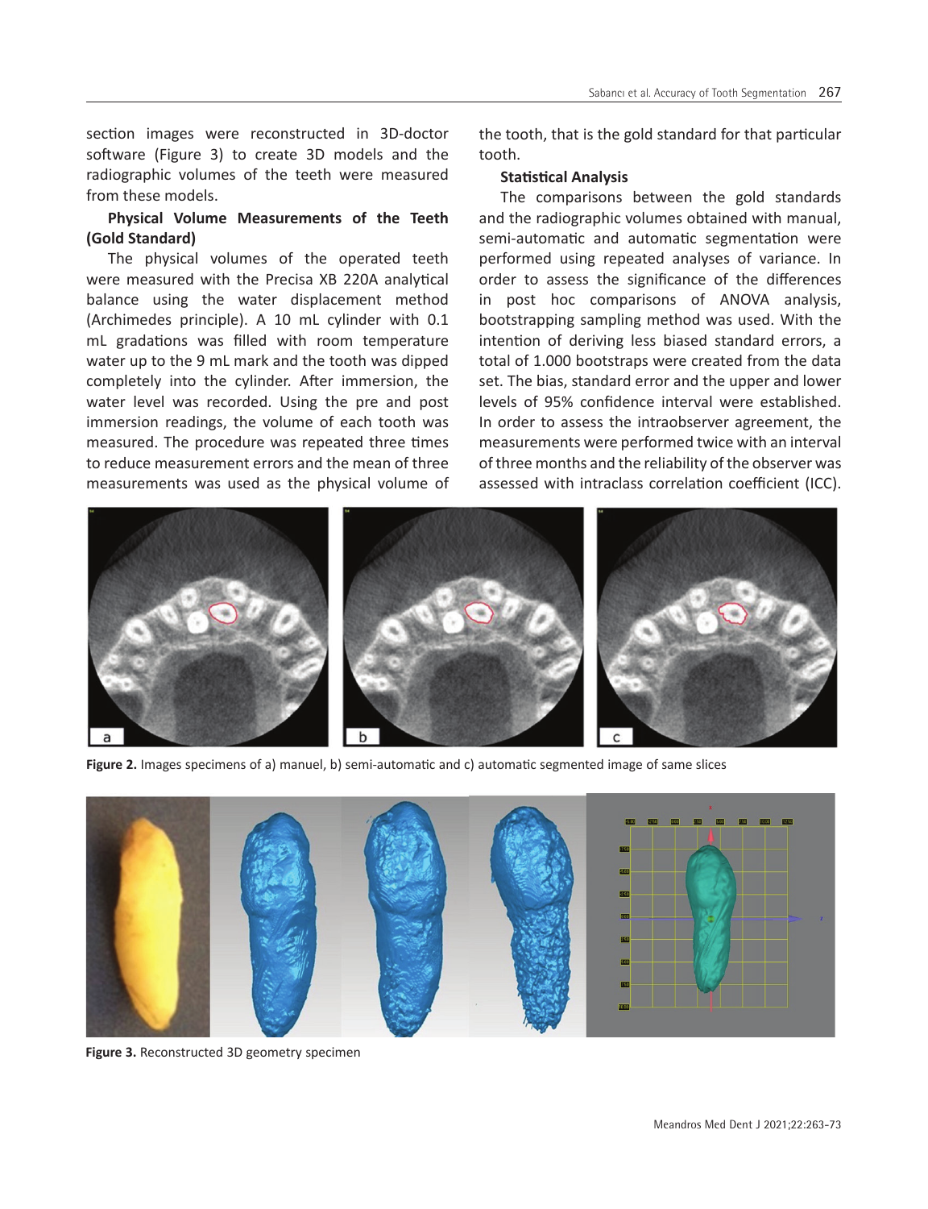section images were reconstructed in 3D-doctor software (Figure 3) to create 3D models and the radiographic volumes of the teeth were measured from these models.

**Physical Volume Measurements of the Teeth (Gold Standard)**

The physical volumes of the operated teeth were measured with the Precisa XB 220A analytical balance using the water displacement method (Archimedes principle). A 10 mL cylinder with 0.1 mL gradations was filled with room temperature water up to the 9 mL mark and the tooth was dipped completely into the cylinder. After immersion, the water level was recorded. Using the pre and post immersion readings, the volume of each tooth was measured. The procedure was repeated three times to reduce measurement errors and the mean of three measurements was used as the physical volume of the tooth, that is the gold standard for that particular tooth.

**Statistical Analysis**

The comparisons between the gold standards and the radiographic volumes obtained with manual, semi-automatic and automatic segmentation were performed using repeated analyses of variance. In order to assess the significance of the differences in post hoc comparisons of ANOVA analysis, bootstrapping sampling method was used. With the intention of deriving less biased standard errors, a total of 1.000 bootstraps were created from the data set. The bias, standard error and the upper and lower levels of 95% confidence interval were established. In order to assess the intraobserver agreement, the measurements were performed twice with an interval of three months and the reliability of the observer was assessed with intraclass correlation coefficient (ICC).

**Figure 2.** Images specimens of a) manuel, b) semi-automatic and c) automatic segmented image of same slices

**Figure 3.** Reconstructed 3D geometry specimen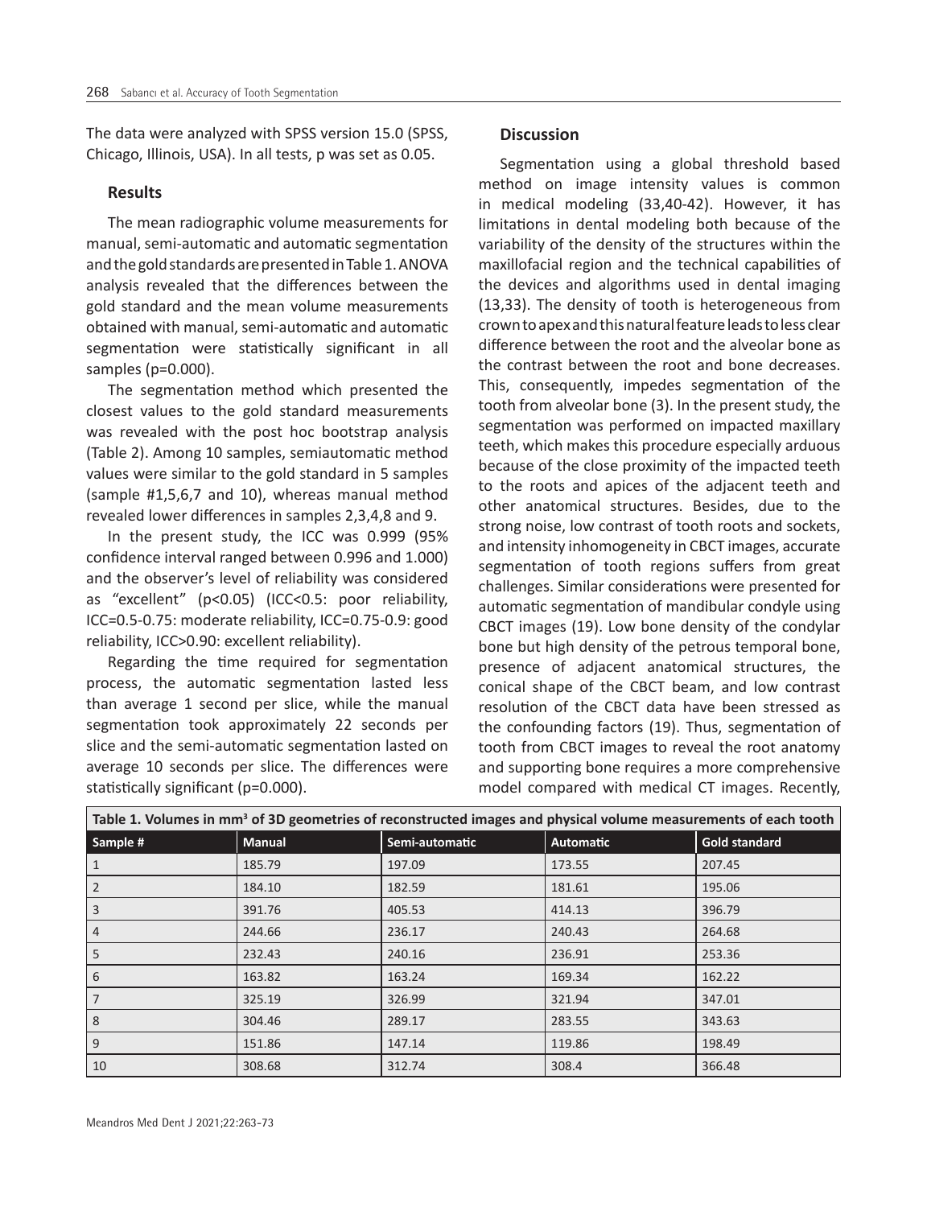The data were analyzed with SPSS version 15.0 (SPSS, Chicago, Illinois, USA). In all tests, p was set as 0.05.

## Results

The mean radiographic volume measurements for manual, semi-automatic and automatic segmentation and the gold standards are presented in Table 1. ANOVA analysis revealed that the differences between the gold standard and the mean volume measurements obtained with manual, semi-automatic and automatic segmentation were statistically significant in all samples (p=0.000).

The segmentation method which presented the closest values to the gold standard measurements was revealed with the post hoc bootstrap analysis (Table 2). Among 10 samples, semiautomatic method values were similar to the gold standard in 5 samples (sample #1,5,6,7 and 10), whereas manual method revealed lower differences in samples 2,3,4,8 and 9.

In the present study, the ICC was 0.999 (95% confidence interval ranged between 0.996 and 1.000) and the observer's level of reliability was considered as "excellent" (p<0.05) (ICC<0.5: poor reliability, ICC=0.5-0.75: moderate reliability, ICC=0.75-0.9: good reliability, ICC>0.90: excellent reliability).

Regarding the time required for segmentation process, the automatic segmentation lasted less than average 1 second per slice, while the manual segmentation took approximately 22 seconds per slice and the semi-automatic segmentation lasted on average 10 seconds per slice. The differences were statistically significant (p=0.000).

## Discussion

Segmentation using a global threshold based method on image intensity values is common in medical modeling (33,40-42). However, it has limitations in dental modeling both because of the variability of the density of the structures within the maxillofacial region and the technical capabilities of the devices and algorithms used in dental imaging (13,33). The density of tooth is heterogeneous from crown to apex and this natural feature leads to less clear difference between the root and the alveolar bone as the contrast between the root and bone decreases. This, consequently, impedes segmentation of the tooth from alveolar bone (3). In the present study, the segmentation was performed on impacted maxillary teeth, which makes this procedure especially arduous because of the close proximity of the impacted teeth to the roots and apices of the adjacent teeth and other anatomical structures. Besides, due to the strong noise, low contrast of tooth roots and sockets, and intensity inhomogeneity in CBCT images, accurate segmentation of tooth regions suffers from great challenges. Similar considerations were presented for automatic segmentation of mandibular condyle using CBCT images (19). Low bone density of the condylar bone but high density of the petrous temporal bone, presence of adjacent anatomical structures, the conical shape of the CBCT beam, and low contrast resolution of the CBCT data have been stressed as the confounding factors (19). Thus, segmentation of tooth from CBCT images to reveal the root anatomy and supporting bone requires a more comprehensive model compared with medical CT images. Recently,

**Table 1. Volumes in mm$^3$ of 3D geometries of reconstructed images and physical volume measurements of each tooth**

| Sample # | Manual | Semi-automatic | Automatic | Gold standard |
|---|---|---|---|---|
| 1 | 185.79 | 197.09 | 173.55 | 207.45 |
| 2 | 184.10 | 182.59 | 181.61 | 195.06 |
| 3 | 391.76 | 405.53 | 414.13 | 396.79 |
| 4 | 244.66 | 236.17 | 240.43 | 264.68 |
| 5 | 232.43 | 240.16 | 236.91 | 253.36 |
| 6 | 163.82 | 163.24 | 169.34 | 162.22 |
| 7 | 325.19 | 326.99 | 321.94 | 347.01 |
| 8 | 304.46 | 289.17 | 283.55 | 343.63 |
| 9 | 151.86 | 147.14 | 119.86 | 198.49 |
| 10 | 308.68 | 312.74 | 308.4 | 366.48 |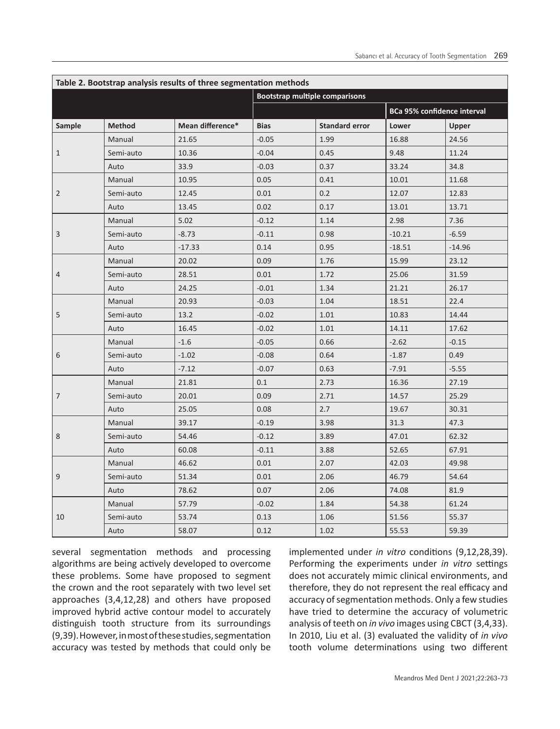**Table 2. Bootstrap analysis results of three segmentation methods**

| | | | Bootstrap multiple comparisons | | | |
|---|---|---|---|---|---|---|
| | | | | | BCa 95% confidence interval | |
| **Sample** | **Method** | **Mean difference*** | **Bias** | **Standard error** | **Lower** | **Upper** |
| 1 | Manual | 21.65 | -0.05 | 1.99 | 16.88 | 24.56 |
| | Semi-auto | 10.36 | -0.04 | 0.45 | 9.48 | 11.24 |
| | Auto | 33.9 | -0.03 | 0.37 | 33.24 | 34.8 |
| 2 | Manual | 10.95 | 0.05 | 0.41 | 10.01 | 11.68 |
| | Semi-auto | 12.45 | 0.01 | 0.2 | 12.07 | 12.83 |
| | Auto | 13.45 | 0.02 | 0.17 | 13.01 | 13.71 |
| 3 | Manual | 5.02 | -0.12 | 1.14 | 2.98 | 7.36 |
| | Semi-auto | -8.73 | -0.11 | 0.98 | -10.21 | -6.59 |
| | Auto | -17.33 | 0.14 | 0.95 | -18.51 | -14.96 |
| 4 | Manual | 20.02 | 0.09 | 1.76 | 15.99 | 23.12 |
| | Semi-auto | 28.51 | 0.01 | 1.72 | 25.06 | 31.59 |
| | Auto | 24.25 | -0.01 | 1.34 | 21.21 | 26.17 |
| 5 | Manual | 20.93 | -0.03 | 1.04 | 18.51 | 22.4 |
| | Semi-auto | 13.2 | -0.02 | 1.01 | 10.83 | 14.44 |
| | Auto | 16.45 | -0.02 | 1.01 | 14.11 | 17.62 |
| 6 | Manual | -1.6 | -0.05 | 0.66 | -2.62 | -0.15 |
| | Semi-auto | -1.02 | -0.08 | 0.64 | -1.87 | 0.49 |
| | Auto | -7.12 | -0.07 | 0.63 | -7.91 | -5.55 |
| 7 | Manual | 21.81 | 0.1 | 2.73 | 16.36 | 27.19 |
| | Semi-auto | 20.01 | 0.09 | 2.71 | 14.57 | 25.29 |
| | Auto | 25.05 | 0.08 | 2.7 | 19.67 | 30.31 |
| 8 | Manual | 39.17 | -0.19 | 3.98 | 31.3 | 47.3 |
| | Semi-auto | 54.46 | -0.12 | 3.89 | 47.01 | 62.32 |
| | Auto | 60.08 | -0.11 | 3.88 | 52.65 | 67.91 |
| 9 | Manual | 46.62 | 0.01 | 2.07 | 42.03 | 49.98 |
| | Semi-auto | 51.34 | 0.01 | 2.06 | 46.79 | 54.64 |
| | Auto | 78.62 | 0.07 | 2.06 | 74.08 | 81.9 |
| 10 | Manual | 57.79 | -0.02 | 1.84 | 54.38 | 61.24 |
| | Semi-auto | 53.74 | 0.13 | 1.06 | 51.56 | 55.37 |
| | Auto | 58.07 | 0.12 | 1.02 | 55.53 | 59.39 |

several segmentation methods and processing algorithms are being actively developed to overcome these problems. Some have proposed to segment the crown and the root separately with two level set approaches (3,4,12,28) and others have proposed improved hybrid active contour model to accurately distinguish tooth structure from its surroundings (9,39). However, in most of these studies, segmentation accuracy was tested by methods that could only be implemented under *in vitro* conditions (9,12,28,39). Performing the experiments under *in vitro* settings does not accurately mimic clinical environments, and therefore, they do not represent the real efficacy and accuracy of segmentation methods. Only a few studies have tried to determine the accuracy of volumetric analysis of teeth on *in vivo* images using CBCT (3,4,33). In 2010, Liu et al. (3) evaluated the validity of *in vivo* tooth volume determinations using two different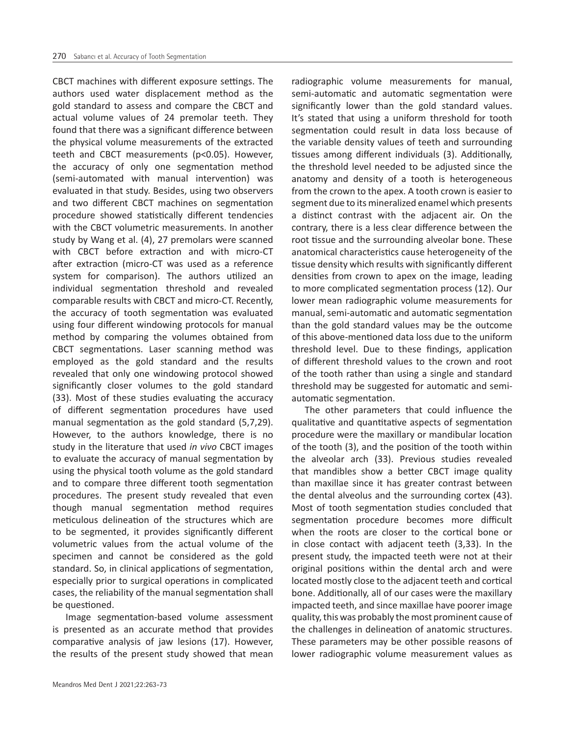CBCT machines with different exposure settings. The authors used water displacement method as the gold standard to assess and compare the CBCT and actual volume values of 24 premolar teeth. They found that there was a significant difference between the physical volume measurements of the extracted teeth and CBCT measurements ($p<0.05$). However, the accuracy of only one segmentation method (semi-automated with manual intervention) was evaluated in that study. Besides, using two observers and two different CBCT machines on segmentation procedure showed statistically different tendencies with the CBCT volumetric measurements. In another study by Wang et al. (4), 27 premolars were scanned with CBCT before extraction and with micro-CT after extraction (micro-CT was used as a reference system for comparison). The authors utilized an individual segmentation threshold and revealed comparable results with CBCT and micro-CT. Recently, the accuracy of tooth segmentation was evaluated using four different windowing protocols for manual method by comparing the volumes obtained from CBCT segmentations. Laser scanning method was employed as the gold standard and the results revealed that only one windowing protocol showed significantly closer volumes to the gold standard (33). Most of these studies evaluating the accuracy of different segmentation procedures have used manual segmentation as the gold standard (5,7,29). However, to the authors knowledge, there is no study in the literature that used *in vivo* CBCT images to evaluate the accuracy of manual segmentation by using the physical tooth volume as the gold standard and to compare three different tooth segmentation procedures. The present study revealed that even though manual segmentation method requires meticulous delineation of the structures which are to be segmented, it provides significantly different volumetric values from the actual volume of the specimen and cannot be considered as the gold standard. So, in clinical applications of segmentation, especially prior to surgical operations in complicated cases, the reliability of the manual segmentation shall be questioned.

Image segmentation-based volume assessment is presented as an accurate method that provides comparative analysis of jaw lesions (17). However, the results of the present study showed that mean radiographic volume measurements for manual, semi-automatic and automatic segmentation were significantly lower than the gold standard values. It's stated that using a uniform threshold for tooth segmentation could result in data loss because of the variable density values of teeth and surrounding tissues among different individuals (3). Additionally, the threshold level needed to be adjusted since the anatomy and density of a tooth is heterogeneous from the crown to the apex. A tooth crown is easier to segment due to its mineralized enamel which presents a distinct contrast with the adjacent air. On the contrary, there is a less clear difference between the root tissue and the surrounding alveolar bone. These anatomical characteristics cause heterogeneity of the tissue density which results with significantly different densities from crown to apex on the image, leading to more complicated segmentation process (12). Our lower mean radiographic volume measurements for manual, semi-automatic and automatic segmentation than the gold standard values may be the outcome of this above-mentioned data loss due to the uniform threshold level. Due to these findings, application of different threshold values to the crown and root of the tooth rather than using a single and standard threshold may be suggested for automatic and semi-automatic segmentation.

The other parameters that could influence the qualitative and quantitative aspects of segmentation procedure were the maxillary or mandibular location of the tooth (3), and the position of the tooth within the alveolar arch (33). Previous studies revealed that mandibles show a better CBCT image quality than maxillae since it has greater contrast between the dental alveolus and the surrounding cortex (43). Most of tooth segmentation studies concluded that segmentation procedure becomes more difficult when the roots are closer to the cortical bone or in close contact with adjacent teeth (3,33). In the present study, the impacted teeth were not at their original positions within the dental arch and were located mostly close to the adjacent teeth and cortical bone. Additionally, all of our cases were the maxillary impacted teeth, and since maxillae have poorer image quality, this was probably the most prominent cause of the challenges in delineation of anatomic structures. These parameters may be other possible reasons of lower radiographic volume measurement values as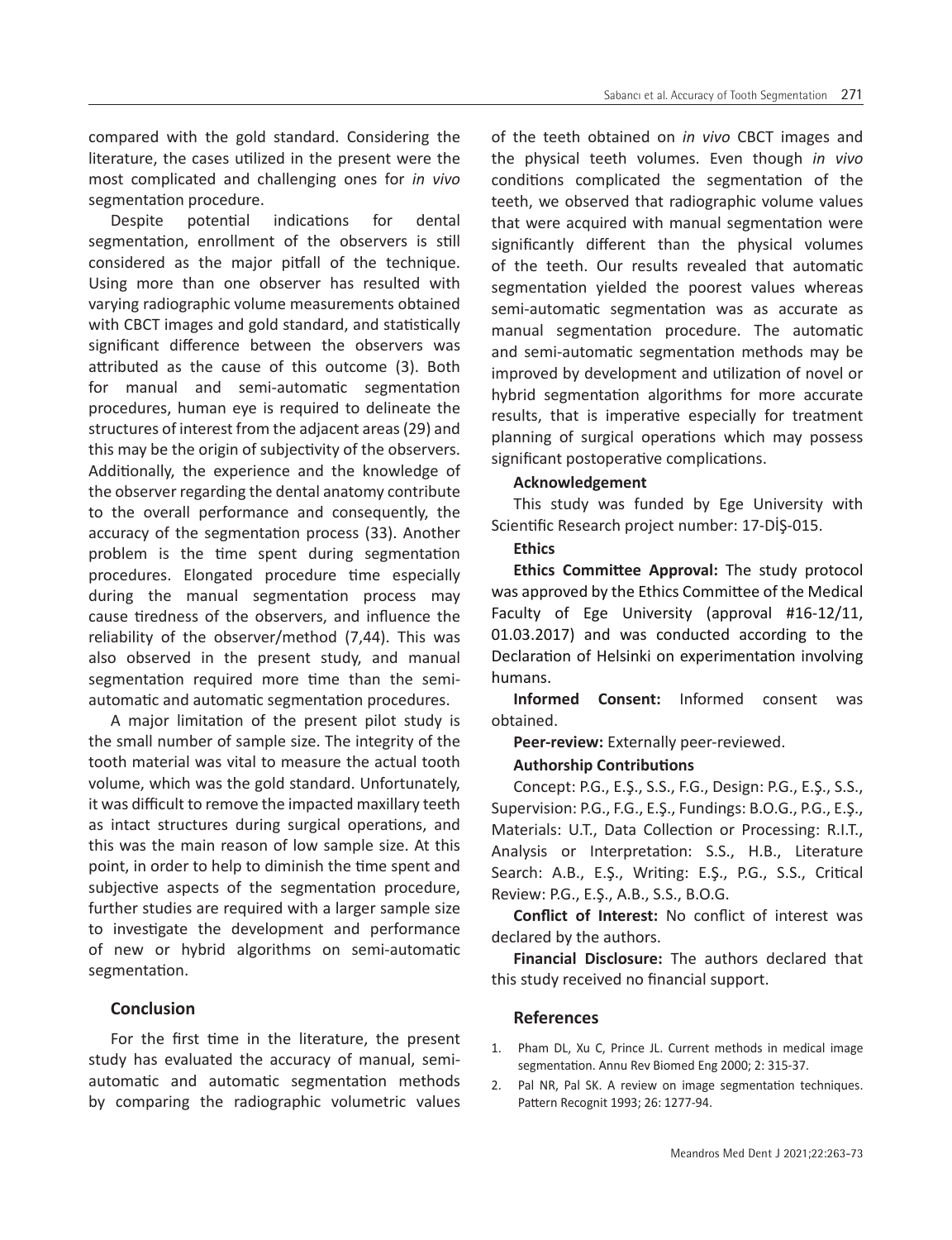compared with the gold standard. Considering the literature, the cases utilized in the present were the most complicated and challenging ones for *in vivo* segmentation procedure.

Despite potential indications for dental segmentation, enrollment of the observers is still considered as the major pitfall of the technique. Using more than one observer has resulted with varying radiographic volume measurements obtained with CBCT images and gold standard, and statistically significant difference between the observers was attributed as the cause of this outcome (3). Both for manual and semi-automatic segmentation procedures, human eye is required to delineate the structures of interest from the adjacent areas (29) and this may be the origin of subjectivity of the observers. Additionally, the experience and the knowledge of the observer regarding the dental anatomy contribute to the overall performance and consequently, the accuracy of the segmentation process (33). Another problem is the time spent during segmentation procedures. Elongated procedure time especially during the manual segmentation process may cause tiredness of the observers, and influence the reliability of the observer/method (7,44). This was also observed in the present study, and manual segmentation required more time than the semi-automatic and automatic segmentation procedures.

A major limitation of the present pilot study is the small number of sample size. The integrity of the tooth material was vital to measure the actual tooth volume, which was the gold standard. Unfortunately, it was difficult to remove the impacted maxillary teeth as intact structures during surgical operations, and this was the main reason of low sample size. At this point, in order to help to diminish the time spent and subjective aspects of the segmentation procedure, further studies are required with a larger sample size to investigate the development and performance of new or hybrid algorithms on semi-automatic segmentation.

## Conclusion

For the first time in the literature, the present study has evaluated the accuracy of manual, semi-automatic and automatic segmentation methods by comparing the radiographic volumetric values of the teeth obtained on *in vivo* CBCT images and the physical teeth volumes. Even though *in vivo* conditions complicated the segmentation of the teeth, we observed that radiographic volume values that were acquired with manual segmentation were significantly different than the physical volumes of the teeth. Our results revealed that automatic segmentation yielded the poorest values whereas semi-automatic segmentation was as accurate as manual segmentation procedure. The automatic and semi-automatic segmentation methods may be improved by development and utilization of novel or hybrid segmentation algorithms for more accurate results, that is imperative especially for treatment planning of surgical operations which may possess significant postoperative complications.

**Acknowledgement**

This study was funded by Ege University with Scientific Research project number: 17-DİŞ-015.

**Ethics**

**Ethics Committee Approval:** The study protocol was approved by the Ethics Committee of the Medical Faculty of Ege University (approval #16-12/11, 01.03.2017) and was conducted according to the Declaration of Helsinki on experimentation involving humans.

**Informed Consent:** Informed consent was obtained.

**Peer-review:** Externally peer-reviewed.

**Authorship Contributions**

Concept: P.G., E.Ş., S.S., F.G., Design: P.G., E.Ş., S.S., Supervision: P.G., F.G., E.Ş., Fundings: B.O.G., P.G., E.Ş., Materials: U.T., Data Collection or Processing: R.I.T., Analysis or Interpretation: S.S., H.B., Literature Search: A.B., E.Ş., Writing: E.Ş., P.G., S.S., Critical Review: P.G., E.Ş., A.B., S.S., B.O.G.

**Conflict of Interest:** No conflict of interest was declared by the authors.

**Financial Disclosure:** The authors declared that this study received no financial support.

## References

1. Pham DL, Xu C, Prince JL. Current methods in medical image segmentation. Annu Rev Biomed Eng 2000; 2: 315-37.
2. Pal NR, Pal SK. A review on image segmentation techniques. Pattern Recognit 1993; 26: 1277-94.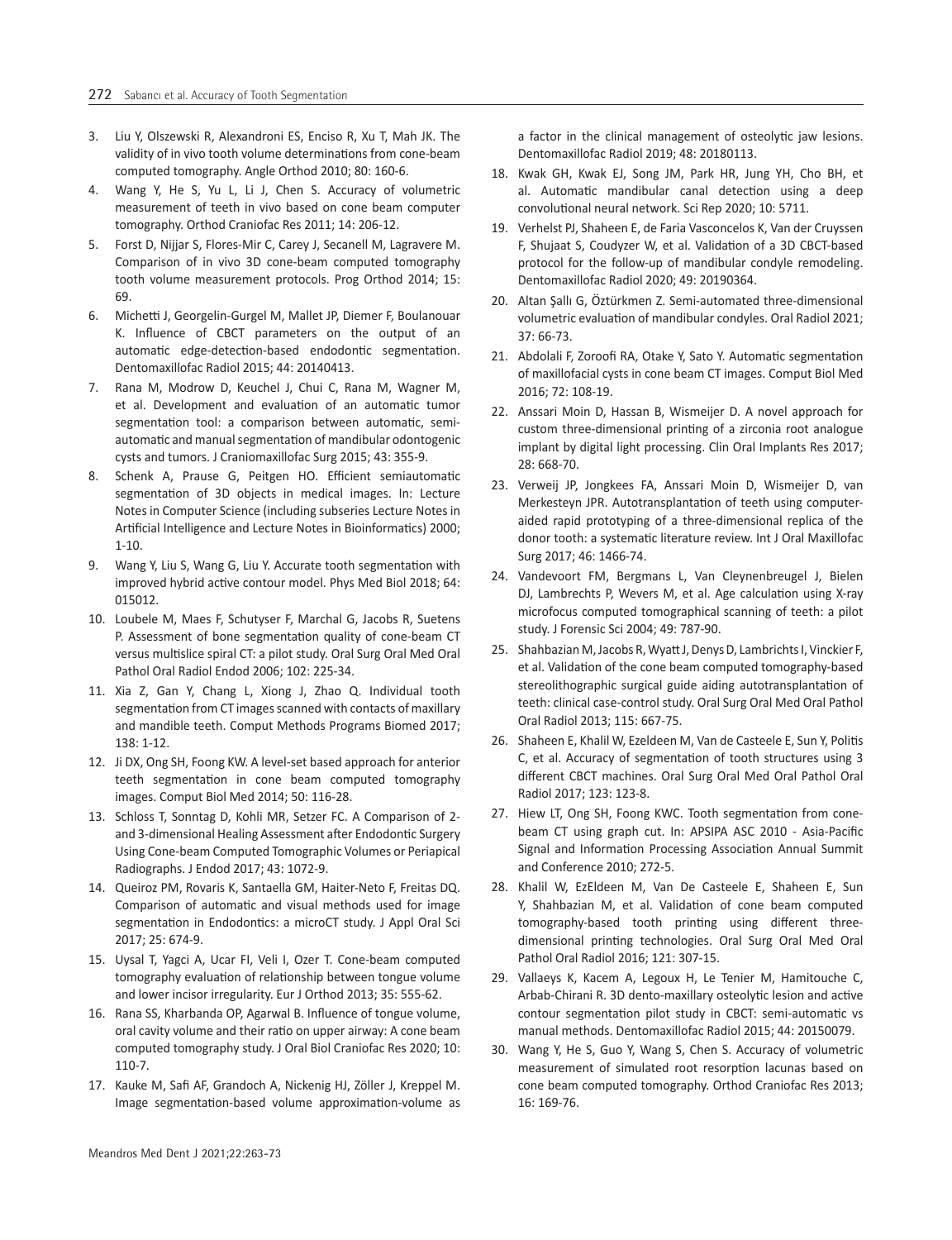3. Liu Y, Olszewski R, Alexandroni ES, Enciso R, Xu T, Mah JK. The validity of in vivo tooth volume determinations from cone-beam computed tomography. Angle Orthod 2010; 80: 160-6.
4. Wang Y, He S, Yu L, Li J, Chen S. Accuracy of volumetric measurement of teeth in vivo based on cone beam computer tomography. Orthod Craniofac Res 2011; 14: 206-12.
5. Forst D, Nijjar S, Flores-Mir C, Carey J, Secanell M, Lagravere M. Comparison of in vivo 3D cone-beam computed tomography tooth volume measurement protocols. Prog Orthod 2014; 15: 69.
6. Michetti J, Georgelin-Gurgel M, Mallet JP, Diemer F, Boulanouar K. Influence of CBCT parameters on the output of an automatic edge-detection-based endodontic segmentation. Dentomaxillofac Radiol 2015; 44: 20140413.
7. Rana M, Modrow D, Keuchel J, Chui C, Rana M, Wagner M, et al. Development and evaluation of an automatic tumor segmentation tool: a comparison between automatic, semi-automatic and manual segmentation of mandibular odontogenic cysts and tumors. J Craniomaxillofac Surg 2015; 43: 355-9.
8. Schenk A, Prause G, Peitgen HO. Efficient semiautomatic segmentation of 3D objects in medical images. In: Lecture Notes in Computer Science (including subseries Lecture Notes in Artificial Intelligence and Lecture Notes in Bioinformatics) 2000; 1-10.
9. Wang Y, Liu S, Wang G, Liu Y. Accurate tooth segmentation with improved hybrid active contour model. Phys Med Biol 2018; 64: 015012.
10. Loubele M, Maes F, Schutyser F, Marchal G, Jacobs R, Suetens P. Assessment of bone segmentation quality of cone-beam CT versus multislice spiral CT: a pilot study. Oral Surg Oral Med Oral Pathol Oral Radiol Endod 2006; 102: 225-34.
11. Xia Z, Gan Y, Chang L, Xiong J, Zhao Q. Individual tooth segmentation from CT images scanned with contacts of maxillary and mandible teeth. Comput Methods Programs Biomed 2017; 138: 1-12.
12. Ji DX, Ong SH, Foong KW. A level-set based approach for anterior teeth segmentation in cone beam computed tomography images. Comput Biol Med 2014; 50: 116-28.
13. Schloss T, Sonntag D, Kohli MR, Setzer FC. A Comparison of 2- and 3-dimensional Healing Assessment after Endodontic Surgery Using Cone-beam Computed Tomographic Volumes or Periapical Radiographs. J Endod 2017; 43: 1072-9.
14. Queiroz PM, Rovaris K, Santaella GM, Haiter-Neto F, Freitas DQ. Comparison of automatic and visual methods used for image segmentation in Endodontics: a microCT study. J Appl Oral Sci 2017; 25: 674-9.
15. Uysal T, Yagci A, Ucar FI, Veli I, Ozer T. Cone-beam computed tomography evaluation of relationship between tongue volume and lower incisor irregularity. Eur J Orthod 2013; 35: 555-62.
16. Rana SS, Kharbanda OP, Agarwal B. Influence of tongue volume, oral cavity volume and their ratio on upper airway: A cone beam computed tomography study. J Oral Biol Craniofac Res 2020; 10: 110-7.
17. Kauke M, Safi AF, Grandoch A, Nickenig HJ, Zöller J, Kreppel M. Image segmentation-based volume approximation-volume as a factor in the clinical management of osteolytic jaw lesions. Dentomaxillofac Radiol 2019; 48: 20180113.
18. Kwak GH, Kwak EJ, Song JM, Park HR, Jung YH, Cho BH, et al. Automatic mandibular canal detection using a deep convolutional neural network. Sci Rep 2020; 10: 5711.
19. Verhelst PJ, Shaheen E, de Faria Vasconcelos K, Van der Cruyssen F, Shujaat S, Coudyzer W, et al. Validation of a 3D CBCT-based protocol for the follow-up of mandibular condyle remodeling. Dentomaxillofac Radiol 2020; 49: 20190364.
20. Altan Şallı G, Öztürkmen Z. Semi-automated three-dimensional volumetric evaluation of mandibular condyles. Oral Radiol 2021; 37: 66-73.
21. Abdolali F, Zoroofi RA, Otake Y, Sato Y. Automatic segmentation of maxillofacial cysts in cone beam CT images. Comput Biol Med 2016; 72: 108-19.
22. Anssari Moin D, Hassan B, Wismeijer D. A novel approach for custom three-dimensional printing of a zirconia root analogue implant by digital light processing. Clin Oral Implants Res 2017; 28: 668-70.
23. Verweij JP, Jongkees FA, Anssari Moin D, Wismeijer D, van Merkesteyn JPR. Autotransplantation of teeth using computer-aided rapid prototyping of a three-dimensional replica of the donor tooth: a systematic literature review. Int J Oral Maxillofac Surg 2017; 46: 1466-74.
24. Vandevoort FM, Bergmans L, Van Cleynenbreugel J, Bielen DJ, Lambrechts P, Wevers M, et al. Age calculation using X-ray microfocus computed tomographical scanning of teeth: a pilot study. J Forensic Sci 2004; 49: 787-90.
25. Shahbazian M, Jacobs R, Wyatt J, Denys D, Lambrichts I, Vinckier F, et al. Validation of the cone beam computed tomography-based stereolithographic surgical guide aiding autotransplantation of teeth: clinical case-control study. Oral Surg Oral Med Oral Pathol Oral Radiol 2013; 115: 667-75.
26. Shaheen E, Khalil W, Ezeldeen M, Van de Casteele E, Sun Y, Politis C, et al. Accuracy of segmentation of tooth structures using 3 different CBCT machines. Oral Surg Oral Med Oral Pathol Oral Radiol 2017; 123: 123-8.
27. Hiew LT, Ong SH, Foong KWC. Tooth segmentation from cone-beam CT using graph cut. In: APSIPA ASC 2010 - Asia-Pacific Signal and Information Processing Association Annual Summit and Conference 2010; 272-5.
28. Khalil W, EzEldeen M, Van De Casteele E, Shaheen E, Sun Y, Shahbazian M, et al. Validation of cone beam computed tomography-based tooth printing using different three-dimensional printing technologies. Oral Surg Oral Med Oral Pathol Oral Radiol 2016; 121: 307-15.
29. Vallaeys K, Kacem A, Legoux H, Le Tenier M, Hamitouche C, Arbab-Chirani R. 3D dento-maxillary osteolytic lesion and active contour segmentation pilot study in CBCT: semi-automatic vs manual methods. Dentomaxillofac Radiol 2015; 44: 20150079.
30. Wang Y, He S, Guo Y, Wang S, Chen S. Accuracy of volumetric measurement of simulated root resorption lacunas based on cone beam computed tomography. Orthod Craniofac Res 2013; 16: 169-76.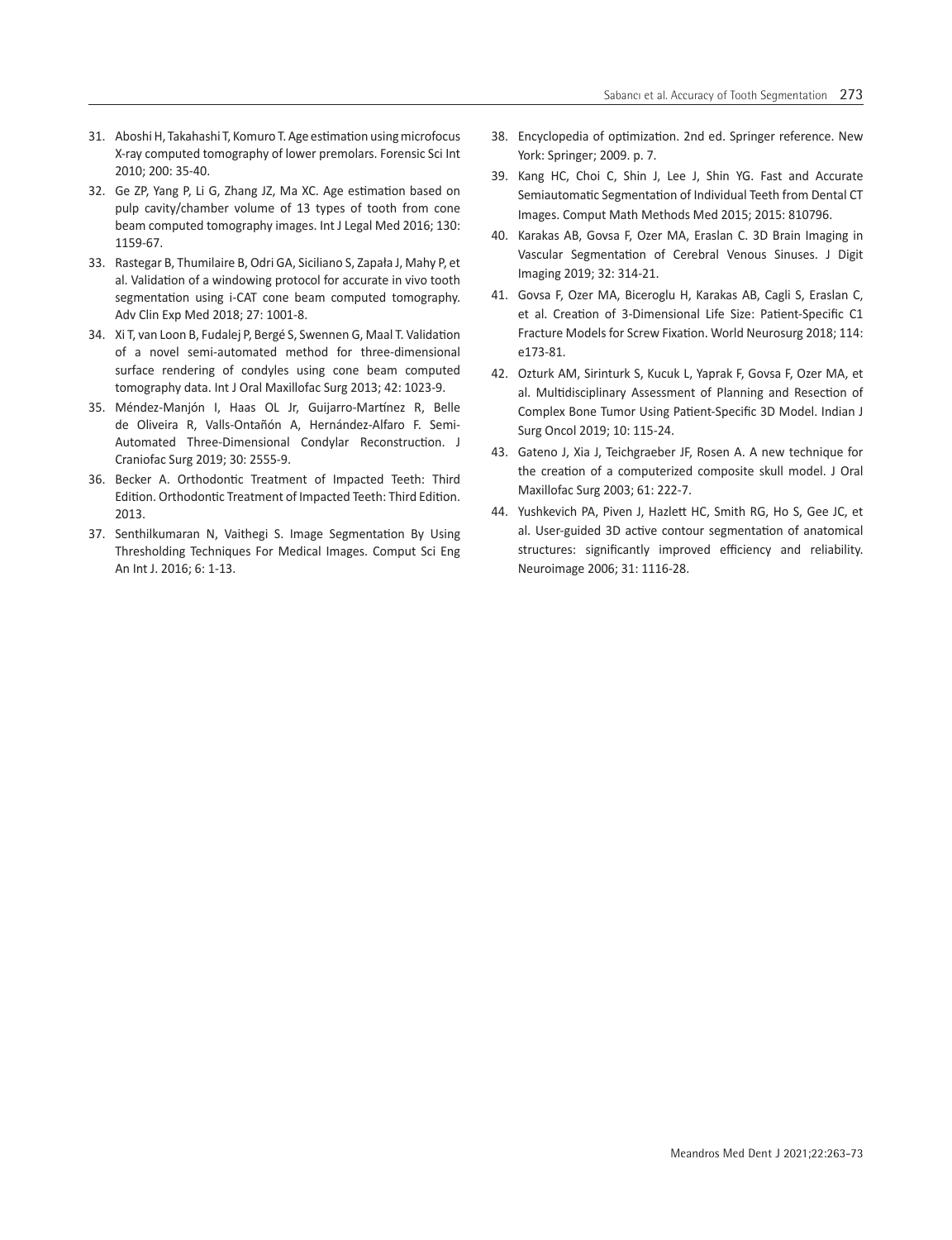31. Aboshi H, Takahashi T, Komuro T. Age estimation using microfocus X-ray computed tomography of lower premolars. Forensic Sci Int 2010; 200: 35-40.
32. Ge ZP, Yang P, Li G, Zhang JZ, Ma XC. Age estimation based on pulp cavity/chamber volume of 13 types of tooth from cone beam computed tomography images. Int J Legal Med 2016; 130: 1159-67.
33. Rastegar B, Thumilaire B, Odri GA, Siciliano S, Zapała J, Mahy P, et al. Validation of a windowing protocol for accurate in vivo tooth segmentation using i-CAT cone beam computed tomography. Adv Clin Exp Med 2018; 27: 1001-8.
34. Xi T, van Loon B, Fudalej P, Bergé S, Swennen G, Maal T. Validation of a novel semi-automated method for three-dimensional surface rendering of condyles using cone beam computed tomography data. Int J Oral Maxillofac Surg 2013; 42: 1023-9.
35. Méndez-Manjón I, Haas OL Jr, Guijarro-Martínez R, Belle de Oliveira R, Valls-Ontañón A, Hernández-Alfaro F. Semi-Automated Three-Dimensional Condylar Reconstruction. J Craniofac Surg 2019; 30: 2555-9.
36. Becker A. Orthodontic Treatment of Impacted Teeth: Third Edition. Orthodontic Treatment of Impacted Teeth: Third Edition. 2013.
37. Senthilkumaran N, Vaithegi S. Image Segmentation By Using Thresholding Techniques For Medical Images. Comput Sci Eng An Int J. 2016; 6: 1-13.
38. Encyclopedia of optimization. 2nd ed. Springer reference. New York: Springer; 2009. p. 7.
39. Kang HC, Choi C, Shin J, Lee J, Shin YG. Fast and Accurate Semiautomatic Segmentation of Individual Teeth from Dental CT Images. Comput Math Methods Med 2015; 2015: 810796.
40. Karakas AB, Govsa F, Ozer MA, Eraslan C. 3D Brain Imaging in Vascular Segmentation of Cerebral Venous Sinuses. J Digit Imaging 2019; 32: 314-21.
41. Govsa F, Ozer MA, Biceroglu H, Karakas AB, Cagli S, Eraslan C, et al. Creation of 3-Dimensional Life Size: Patient-Specific C1 Fracture Models for Screw Fixation. World Neurosurg 2018; 114: e173-81.
42. Ozturk AM, Sirinturk S, Kucuk L, Yaprak F, Govsa F, Ozer MA, et al. Multidisciplinary Assessment of Planning and Resection of Complex Bone Tumor Using Patient-Specific 3D Model. Indian J Surg Oncol 2019; 10: 115-24.
43. Gateno J, Xia J, Teichgraeber JF, Rosen A. A new technique for the creation of a computerized composite skull model. J Oral Maxillofac Surg 2003; 61: 222-7.
44. Yushkevich PA, Piven J, Hazlett HC, Smith RG, Ho S, Gee JC, et al. User-guided 3D active contour segmentation of anatomical structures: significantly improved efficiency and reliability. Neuroimage 2006; 31: 1116-28.